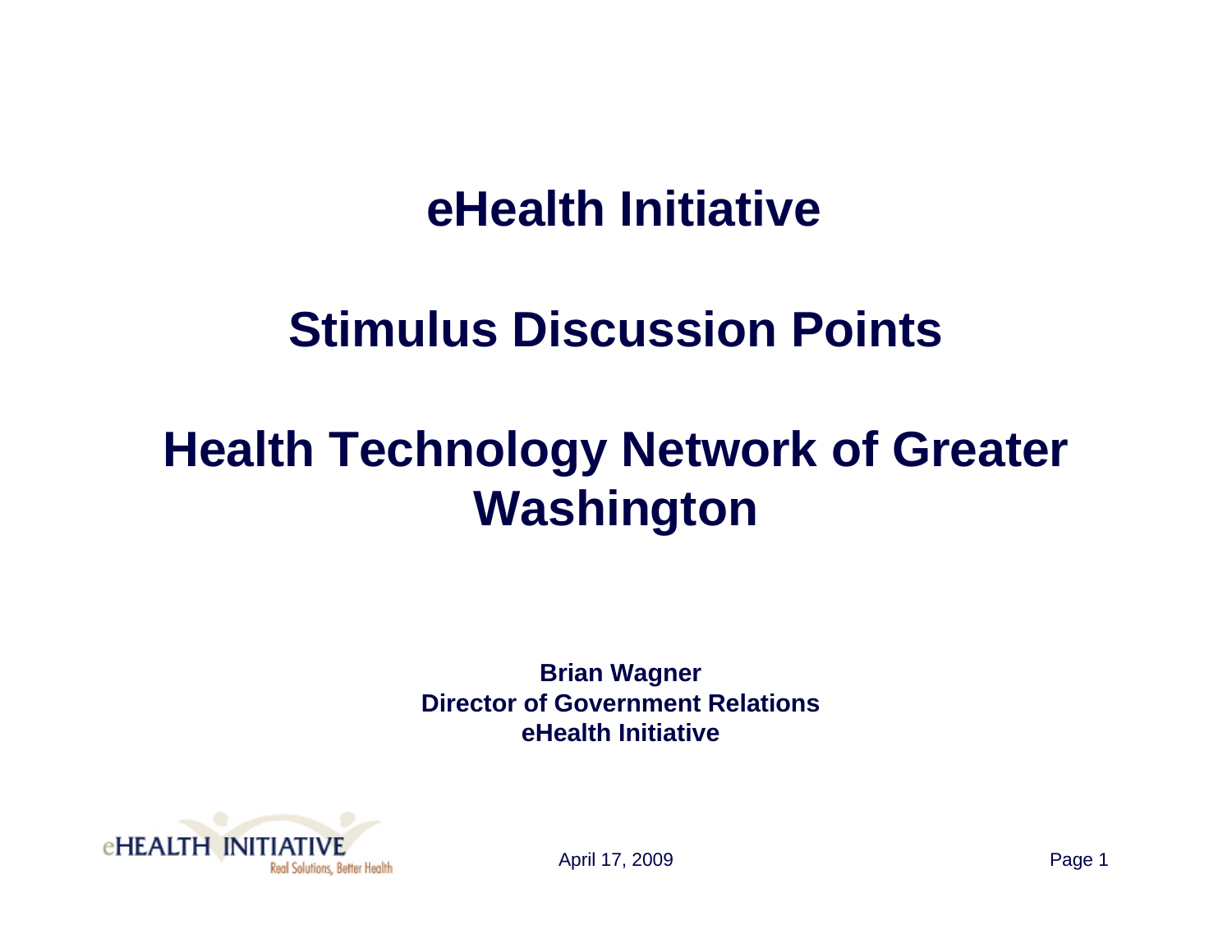# eHealth Initiative

# Stimulus Discussion Points

# Health Technology Network of Greater Washington

**Brian Wagner**
**Director of Government Relations**
**eHealth Initiative**

April 17, 2009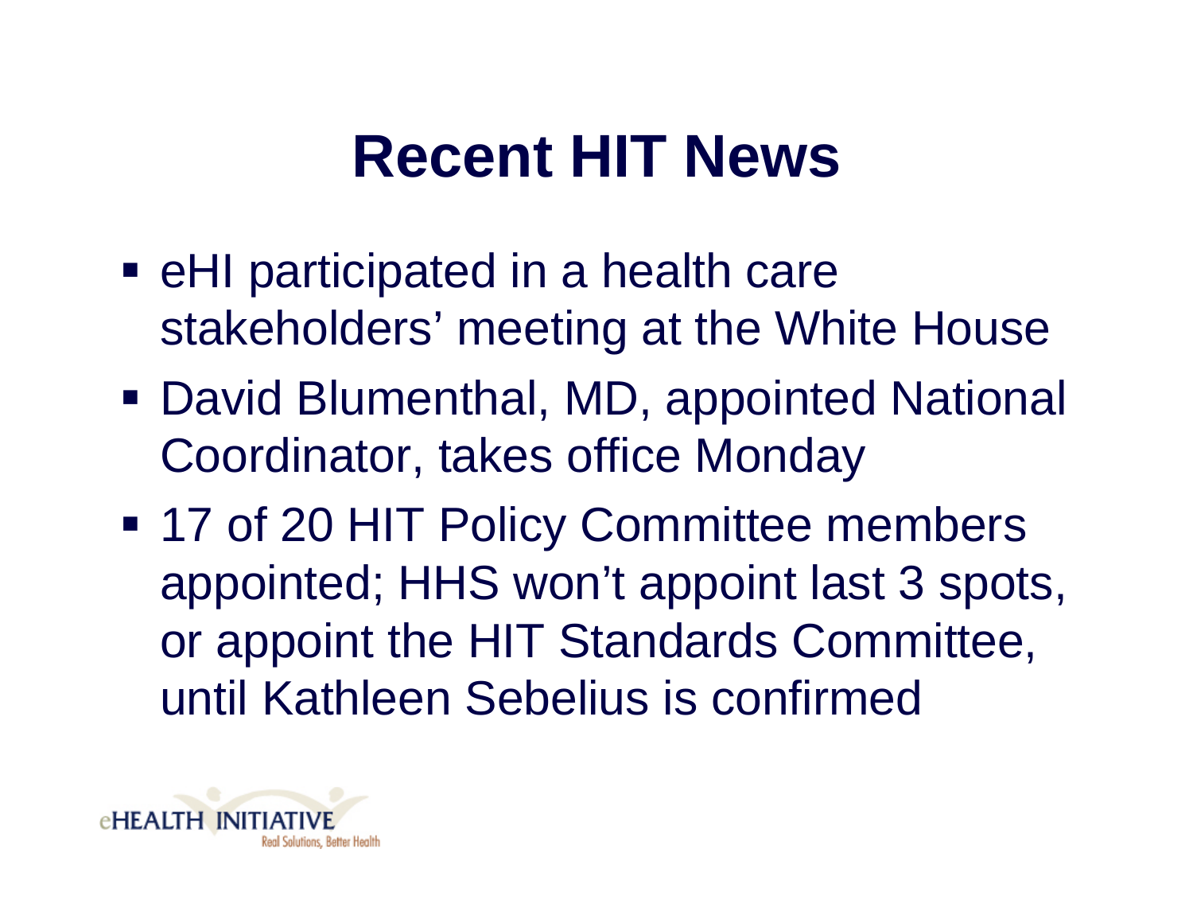# Recent HIT News

- eHI participated in a health care stakeholders' meeting at the White House
- David Blumenthal, MD, appointed National Coordinator, takes office Monday
- 17 of 20 HIT Policy Committee members appointed; HHS won't appoint last 3 spots, or appoint the HIT Standards Committee, until Kathleen Sebelius is confirmed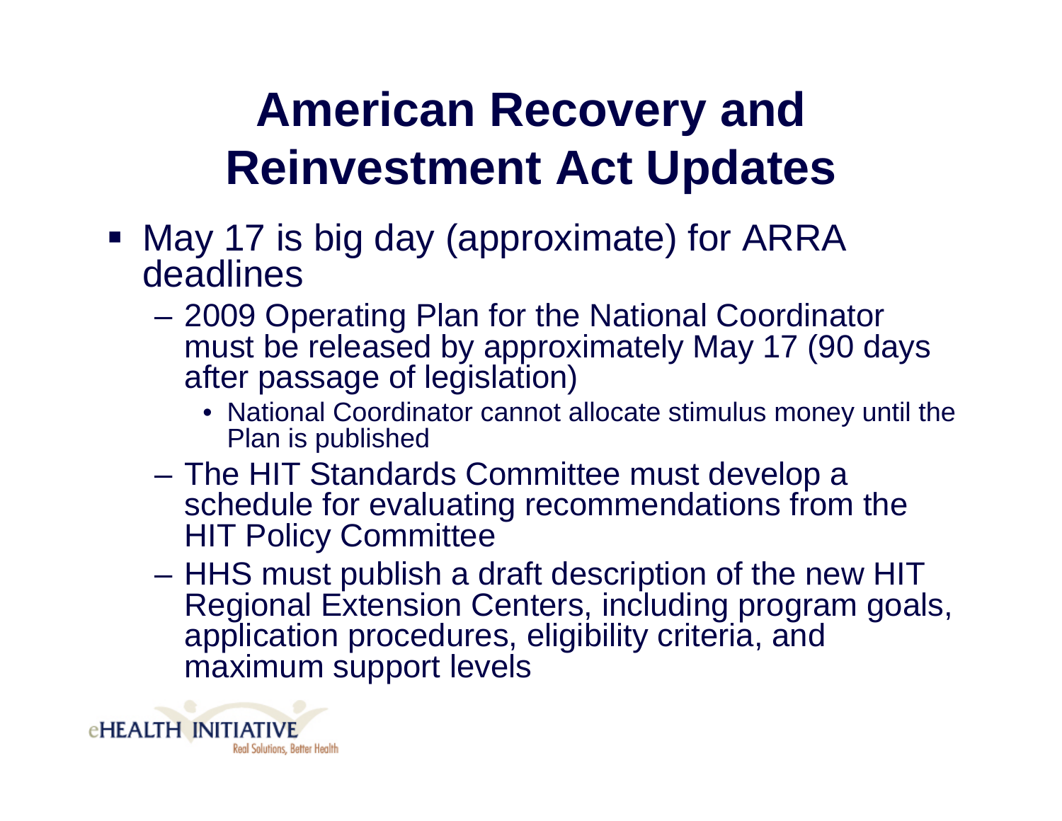# American Recovery and Reinvestment Act Updates

- May 17 is big day (approximate) for ARRA deadlines
  - 2009 Operating Plan for the National Coordinator must be released by approximately May 17 (90 days after passage of legislation)
    - National Coordinator cannot allocate stimulus money until the Plan is published
  - The HIT Standards Committee must develop a schedule for evaluating recommendations from the HIT Policy Committee
  - HHS must publish a draft description of the new HIT Regional Extension Centers, including program goals, application procedures, eligibility criteria, and maximum support levels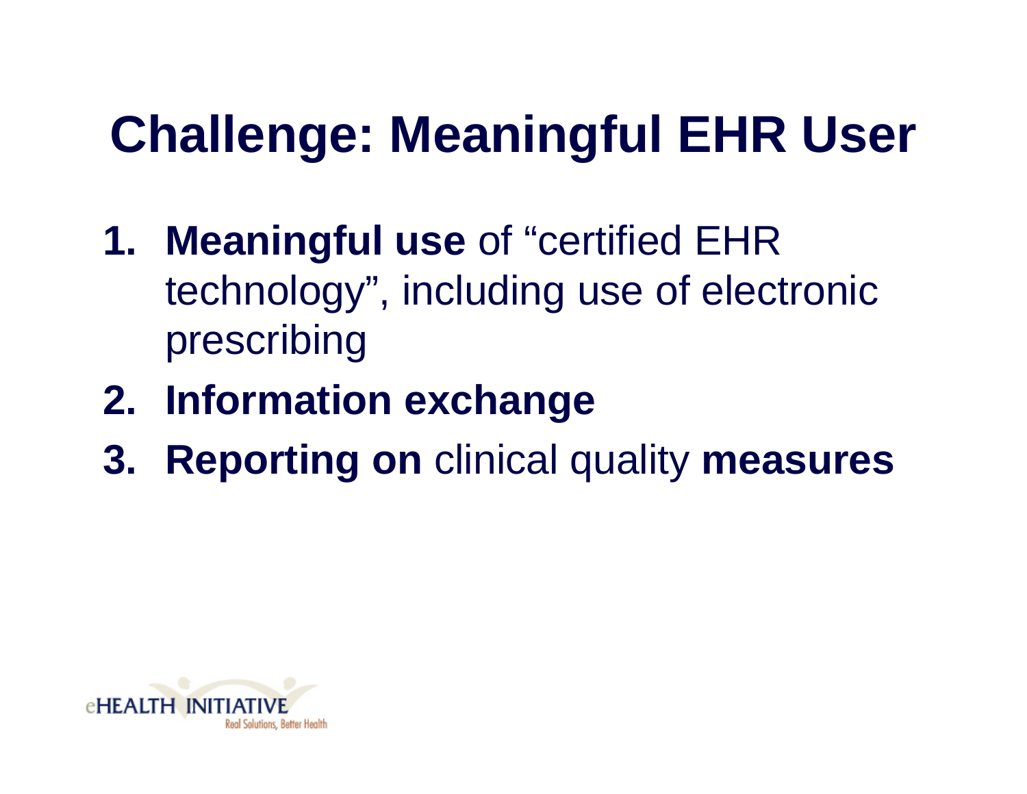# Challenge: Meaningful EHR User

1. **Meaningful use** of “certified EHR technology”, including use of electronic prescribing
2. **Information exchange**
3. **Reporting on** clinical quality **measures**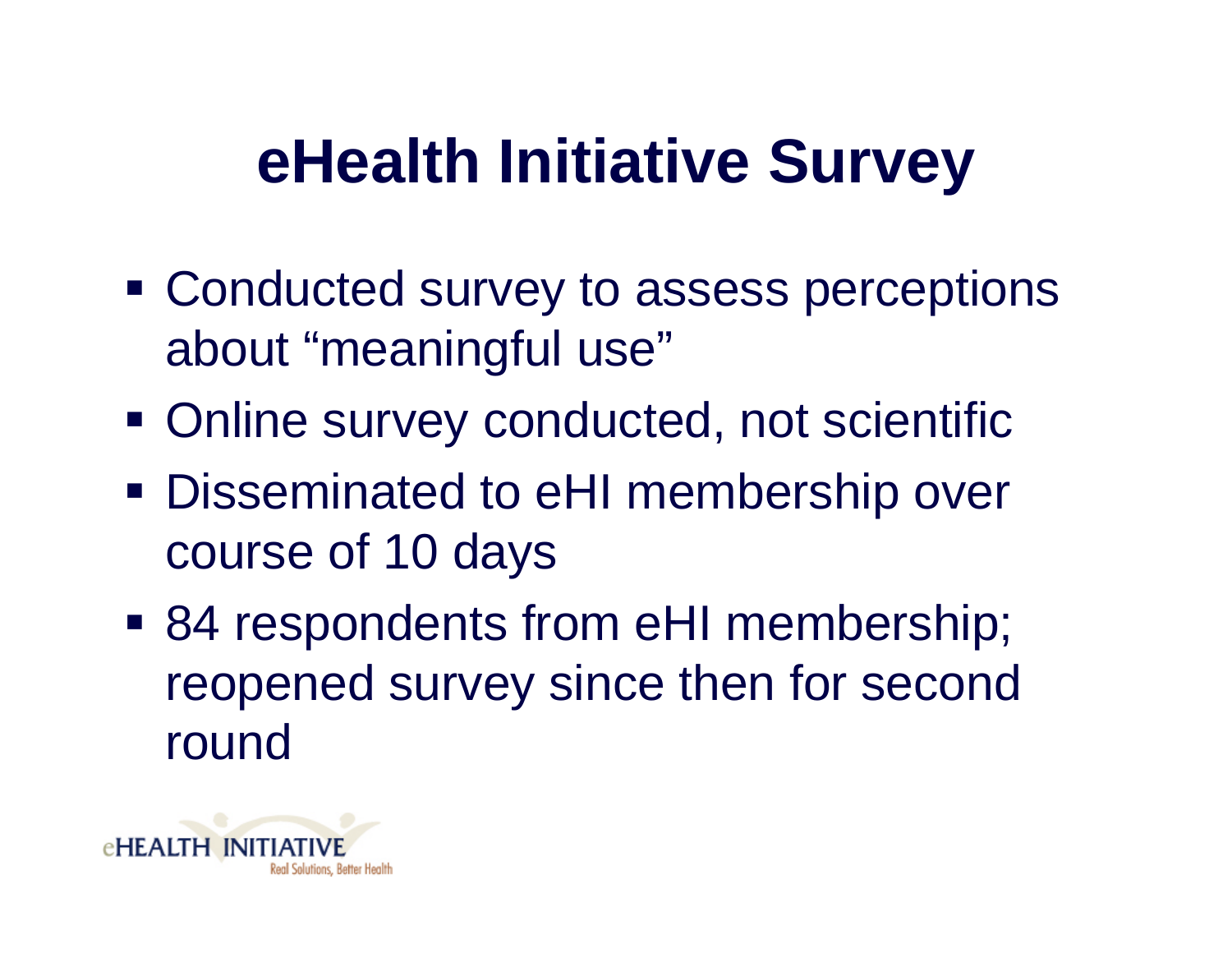# eHealth Initiative Survey

- Conducted survey to assess perceptions about “meaningful use”
- Online survey conducted, not scientific
- Disseminated to eHI membership over course of 10 days
- 84 respondents from eHI membership; reopened survey since then for second round

eHEALTH INITIATIVE
Real Solutions, Better Health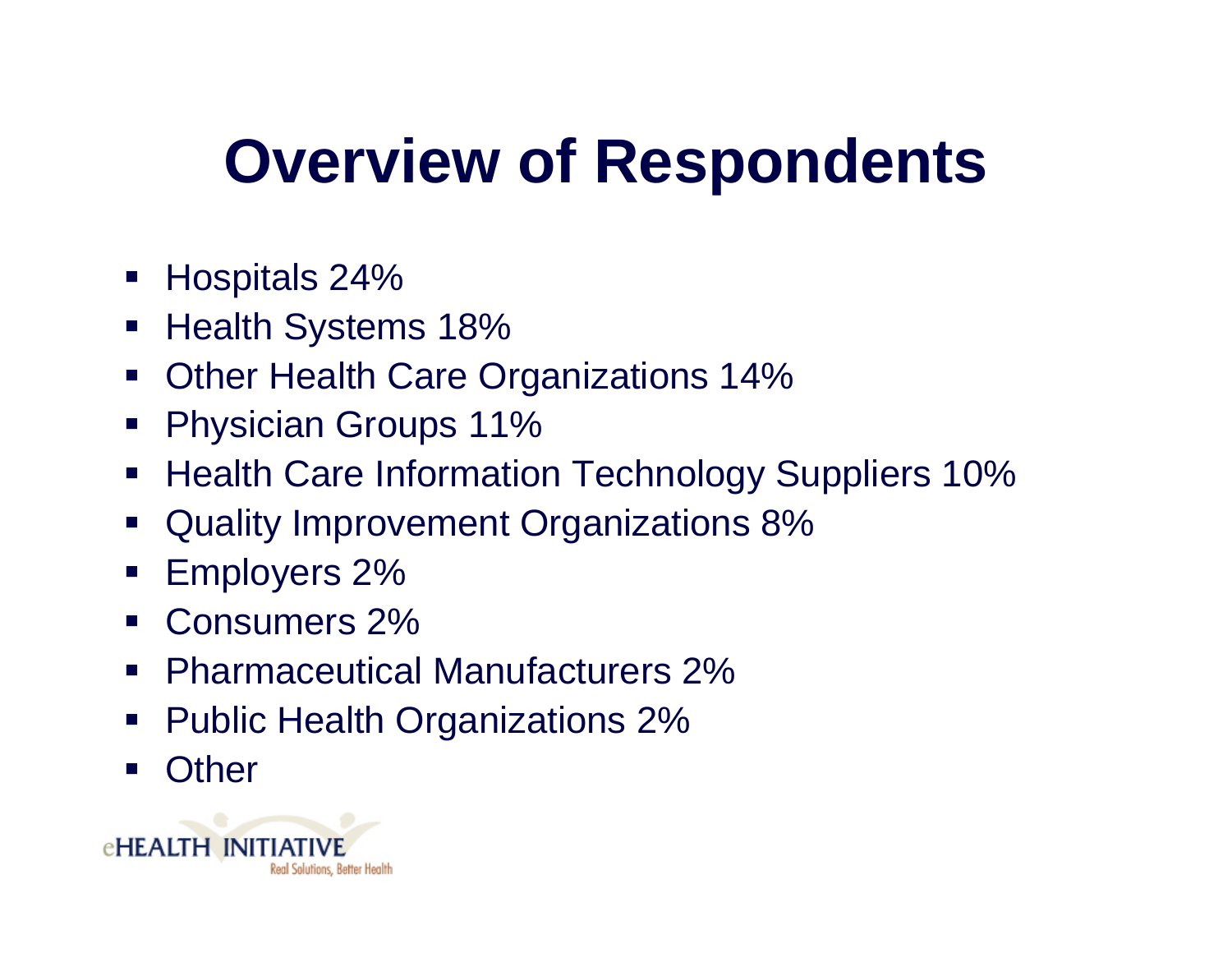# Overview of Respondents

- Hospitals 24%
- Health Systems 18%
- Other Health Care Organizations 14%
- Physician Groups 11%
- Health Care Information Technology Suppliers 10%
- Quality Improvement Organizations 8%
- Employers 2%
- Consumers 2%
- Pharmaceutical Manufacturers 2%
- Public Health Organizations 2%
- Other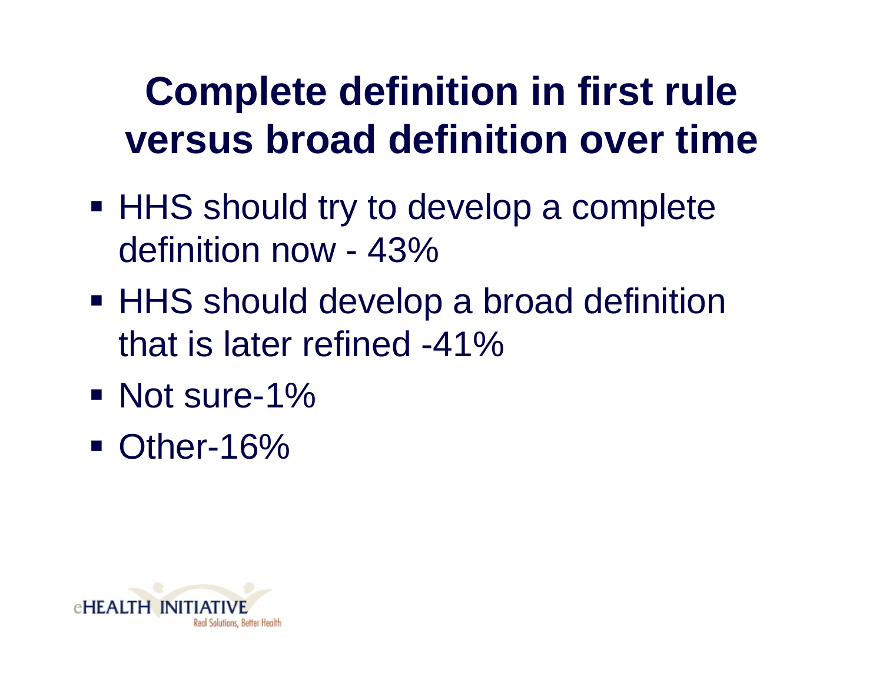# Complete definition in first rule versus broad definition over time

- HHS should try to develop a complete definition now - 43%
- HHS should develop a broad definition that is later refined -41%
- Not sure-1%
- Other-16%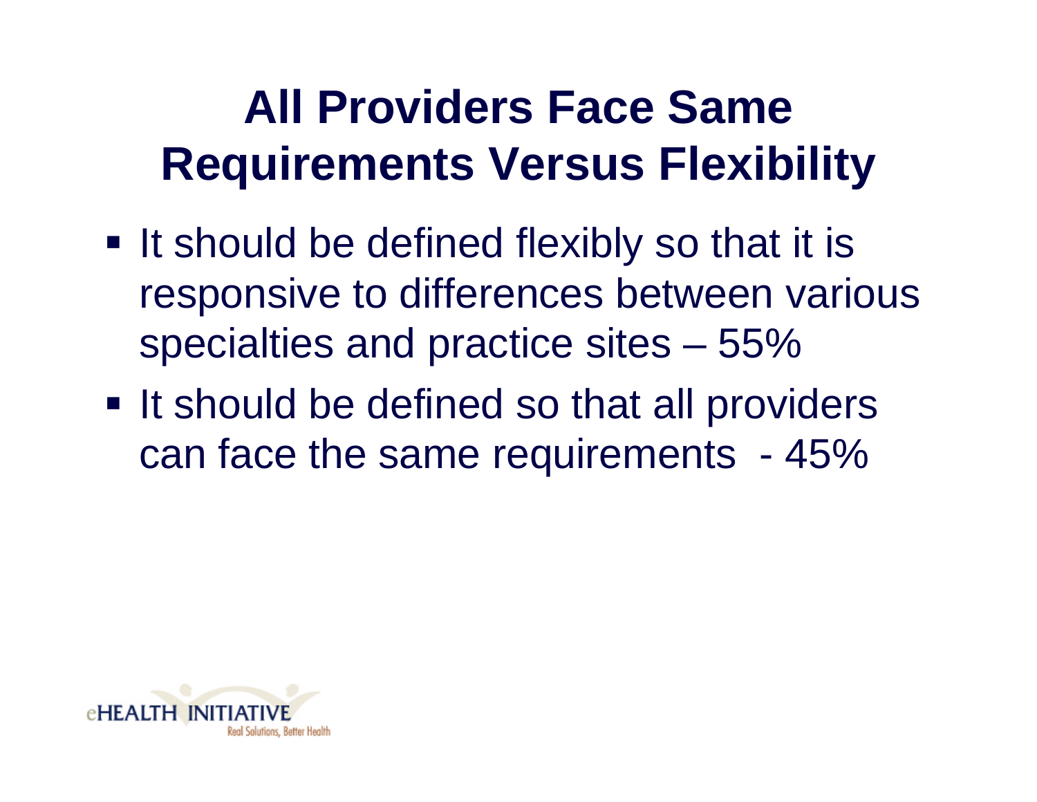# All Providers Face Same Requirements Versus Flexibility

- It should be defined flexibly so that it is responsive to differences between various specialties and practice sites – 55%
- It should be defined so that all providers can face the same requirements - 45%

eHEALTH INITIATIVE
Real Solutions, Better Health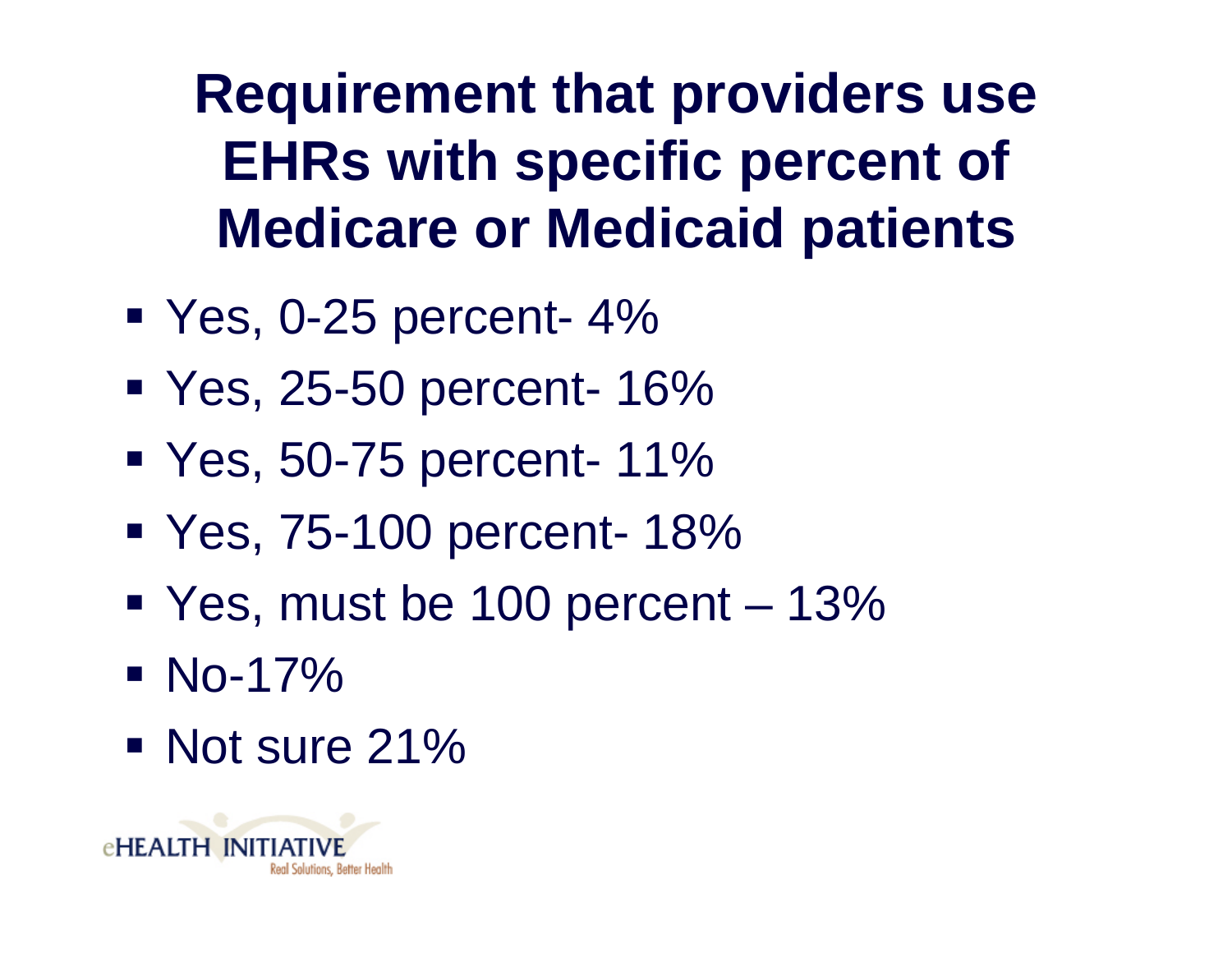# Requirement that providers use EHRs with specific percent of Medicare or Medicaid patients

- Yes, 0-25 percent- 4%
- Yes, 25-50 percent- 16%
- Yes, 50-75 percent- 11%
- Yes, 75-100 percent- 18%
- Yes, must be 100 percent – 13%
- No-17%
- Not sure 21%

eHEALTH INITIATIVE
Real Solutions, Better Health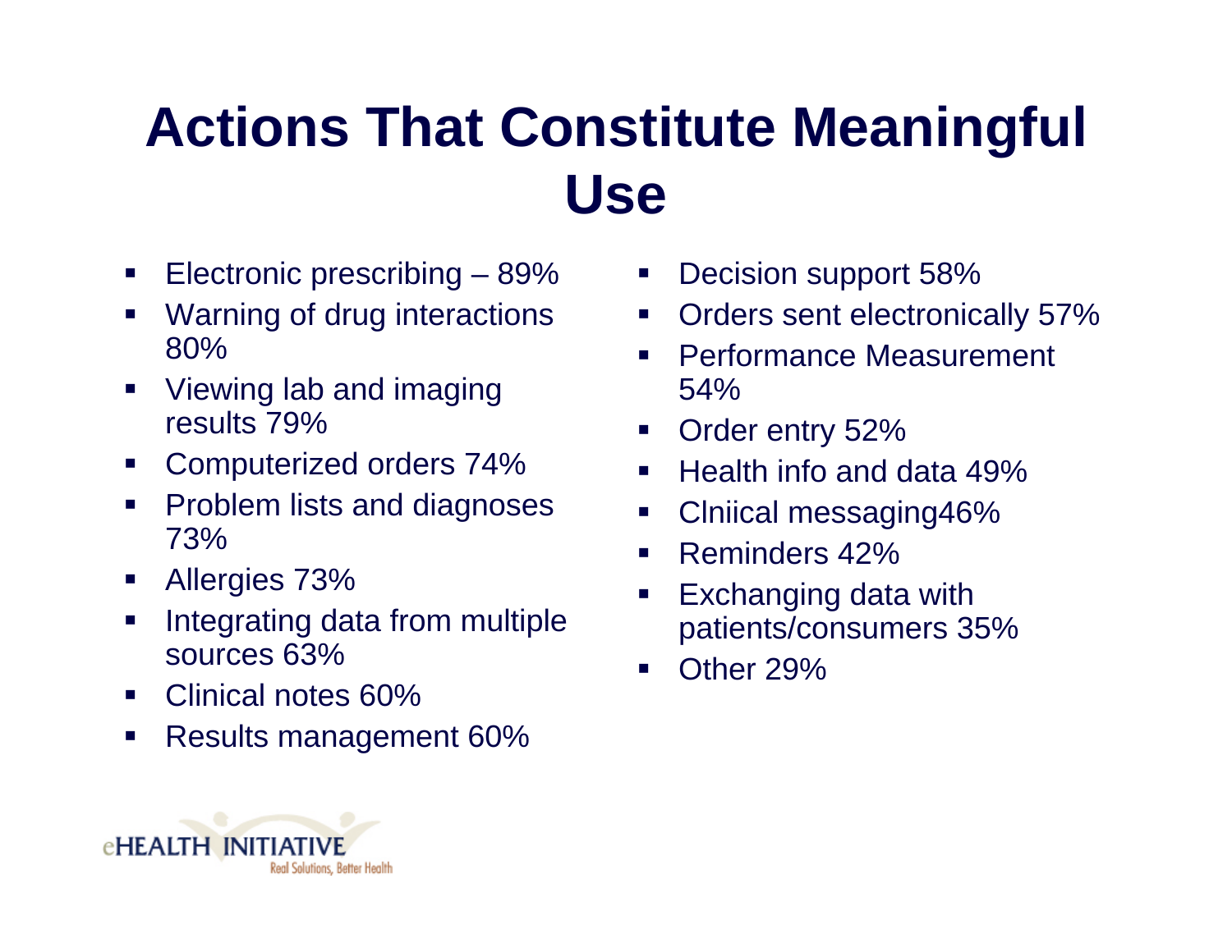# Actions That Constitute Meaningful Use

- Electronic prescribing – 89%
- Warning of drug interactions 80%
- Viewing lab and imaging results 79%
- Computerized orders 74%
- Problem lists and diagnoses 73%
- Allergies 73%
- Integrating data from multiple sources 63%
- Clinical notes 60%
- Results management 60%
- Decision support 58%
- Orders sent electronically 57%
- Performance Measurement 54%
- Order entry 52%
- Health info and data 49%
- Clniical messaging46%
- Reminders 42%
- Exchanging data with patients/consumers 35%
- Other 29%

eHEALTH INITIATIVE
Real Solutions, Better Health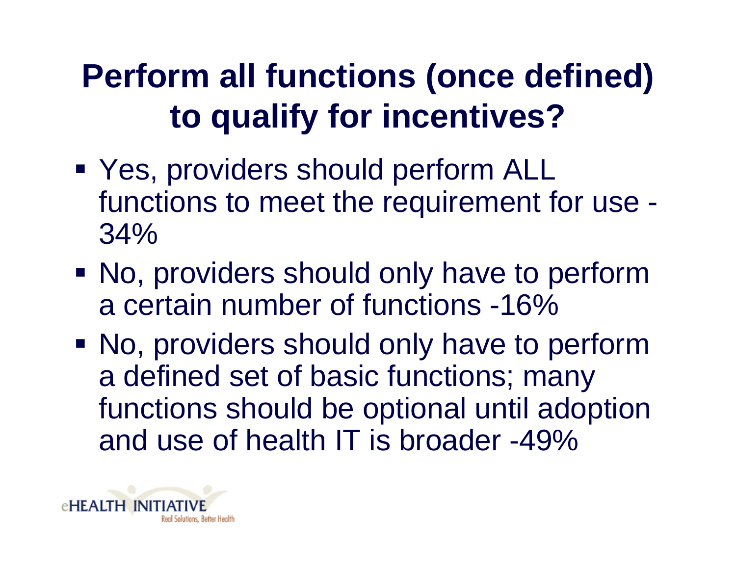# Perform all functions (once defined) to qualify for incentives?

- Yes, providers should perform ALL functions to meet the requirement for use - 34%
- No, providers should only have to perform a certain number of functions -16%
- No, providers should only have to perform a defined set of basic functions; many functions should be optional until adoption and use of health IT is broader -49%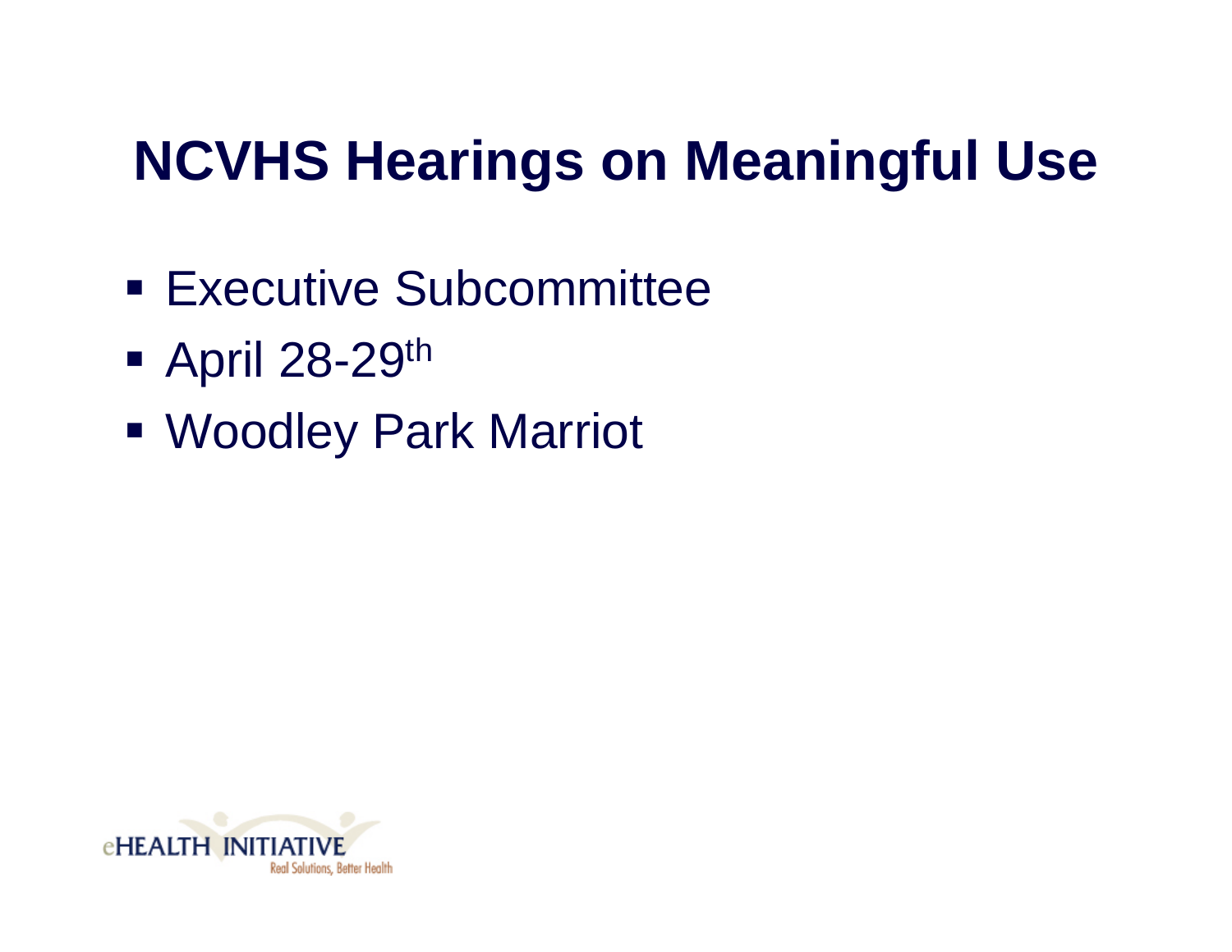# NCVHS Hearings on Meaningful Use

- Executive Subcommittee
- April 28-29th
- Woodley Park Marriot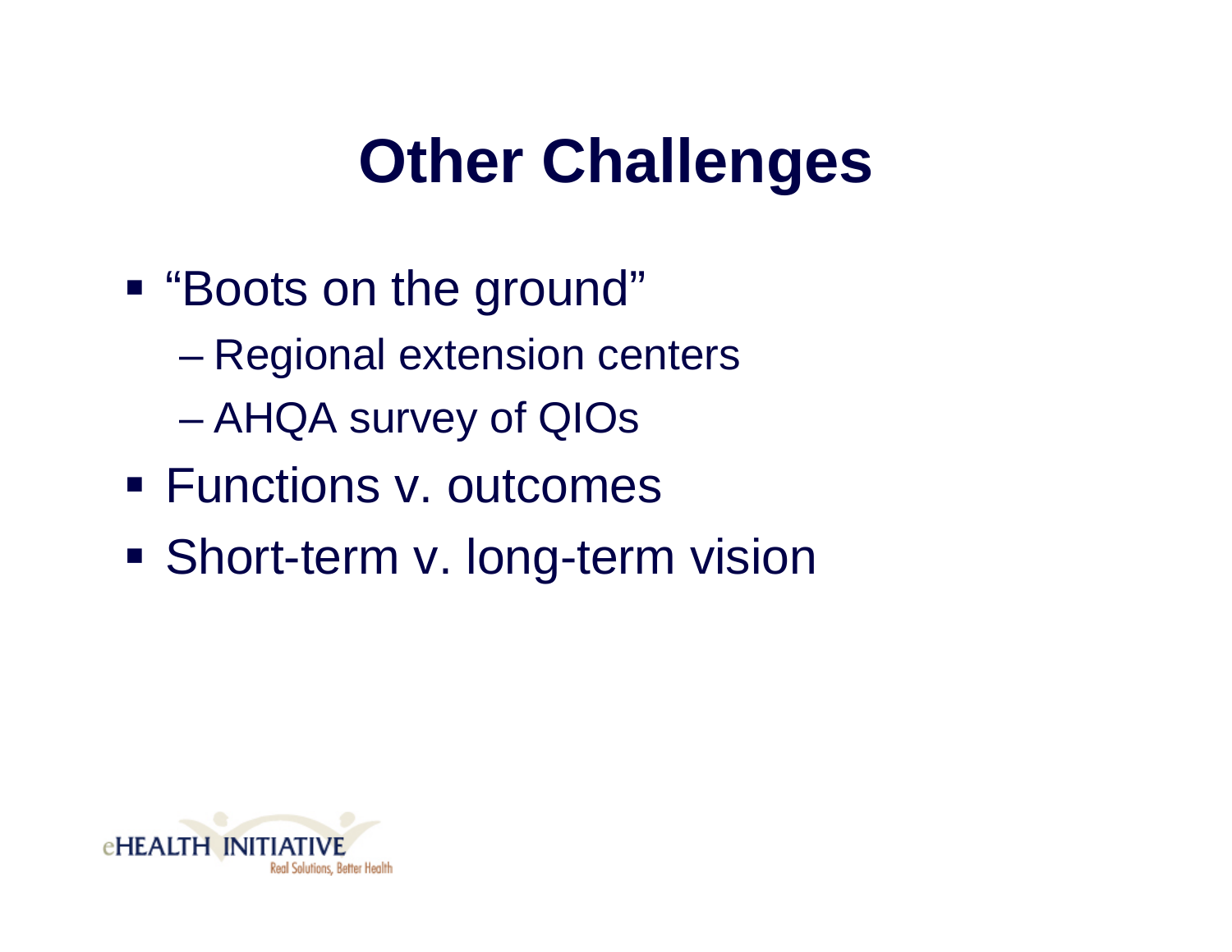# Other Challenges

- "Boots on the ground"
  - Regional extension centers
  - AHQA survey of QIOs
- Functions v. outcomes
- Short-term v. long-term vision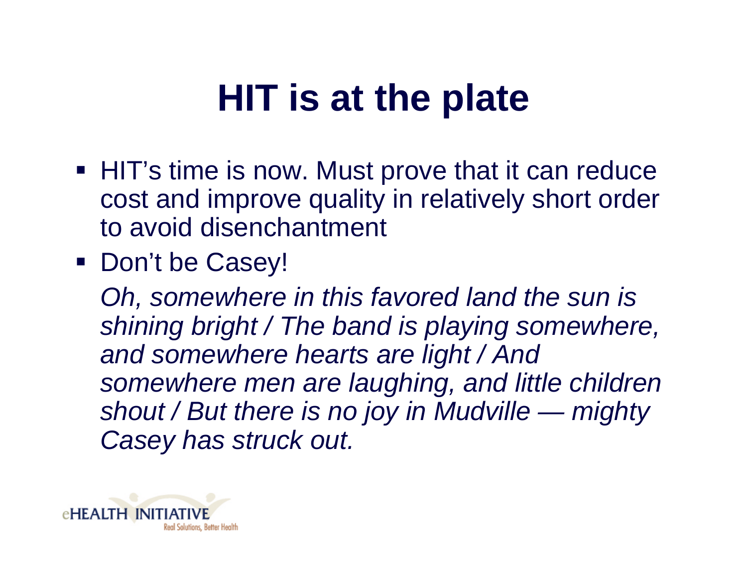# HIT is at the plate

- HIT's time is now. Must prove that it can reduce cost and improve quality in relatively short order to avoid disenchantment
- Don't be Casey!

  *Oh, somewhere in this favored land the sun is shining bright / The band is playing somewhere, and somewhere hearts are light / And somewhere men are laughing, and little children shout / But there is no joy in Mudville — mighty Casey has struck out.*

eHEALTH INITIATIVE
Real Solutions, Better Health